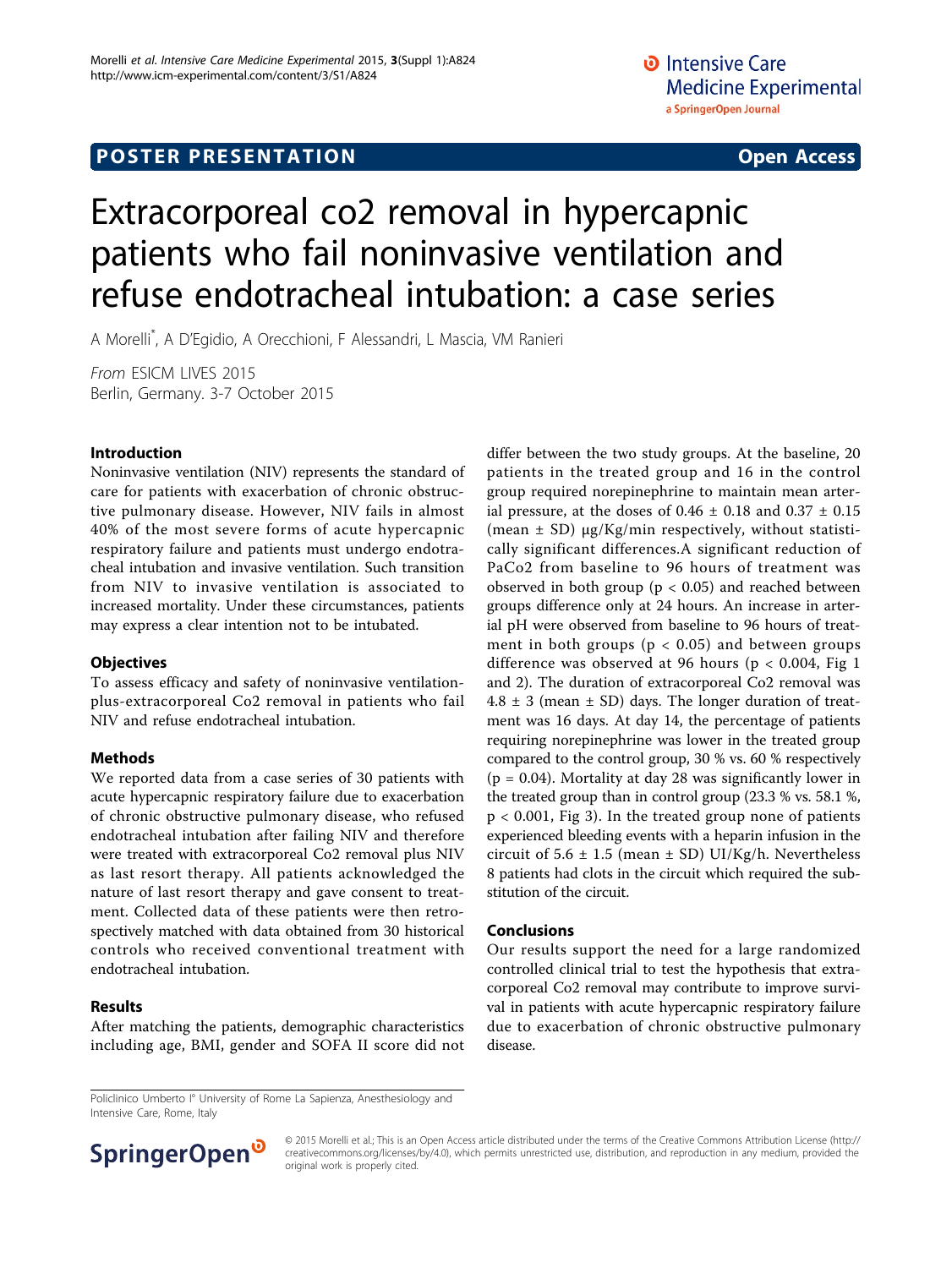POSTER PRESENTATION — Open Access

# Extracorporeal co2 removal in hypercapnic patients who fail noninvasive ventilation and refuse endotracheal intubation: a case series

A Morelli*, A D'Egidio, A Orecchioni, F Alessandri, L Mascia, VM Ranieri

*From* ESICM LIVES 2015
Berlin, Germany. 3-7 October 2015

## Introduction

Noninvasive ventilation (NIV) represents the standard of care for patients with exacerbation of chronic obstructive pulmonary disease. However, NIV fails in almost 40% of the most severe forms of acute hypercapnic respiratory failure and patients must undergo endotracheal intubation and invasive ventilation. Such transition from NIV to invasive ventilation is associated to increased mortality. Under these circumstances, patients may express a clear intention not to be intubated.

## Objectives

To assess efficacy and safety of noninvasive ventilation-plus-extracorporeal Co2 removal in patients who fail NIV and refuse endotracheal intubation.

## Methods

We reported data from a case series of 30 patients with acute hypercapnic respiratory failure due to exacerbation of chronic obstructive pulmonary disease, who refused endotracheal intubation after failing NIV and therefore were treated with extracorporeal Co2 removal plus NIV as last resort therapy. All patients acknowledged the nature of last resort therapy and gave consent to treatment. Collected data of these patients were then retrospectively matched with data obtained from 30 historical controls who received conventional treatment with endotracheal intubation.

## Results

After matching the patients, demographic characteristics including age, BMI, gender and SOFA II score did not differ between the two study groups. At the baseline, 20 patients in the treated group and 16 in the control group required norepinephrine to maintain mean arterial pressure, at the doses of $0.46 \pm 0.18$ and $0.37 \pm 0.15$ (mean ± SD) μg/Kg/min respectively, without statistically significant differences.A significant reduction of PaCo2 from baseline to 96 hours of treatment was observed in both group ($p < 0.05$) and reached between groups difference only at 24 hours. An increase in arterial pH were observed from baseline to 96 hours of treatment in both groups ($p < 0.05$) and between groups difference was observed at 96 hours ($p < 0.004$, Fig 1 and 2). The duration of extracorporeal Co2 removal was $4.8 \pm 3$ (mean ± SD) days. The longer duration of treatment was 16 days. At day 14, the percentage of patients requiring norepinephrine was lower in the treated group compared to the control group, 30 % vs. 60 % respectively ($p = 0.04$). Mortality at day 28 was significantly lower in the treated group than in control group (23.3 % vs. 58.1 %, $p < 0.001$, Fig 3). In the treated group none of patients experienced bleeding events with a heparin infusion in the circuit of $5.6 \pm 1.5$ (mean ± SD) UI/Kg/h. Nevertheless 8 patients had clots in the circuit which required the substitution of the circuit.

## Conclusions

Our results support the need for a large randomized controlled clinical trial to test the hypothesis that extracorporeal Co2 removal may contribute to improve survival in patients with acute hypercapnic respiratory failure due to exacerbation of chronic obstructive pulmonary disease.

Policlinico Umberto I° University of Rome La Sapienza, Anesthesiology and Intensive Care, Rome, Italy

© 2015 Morelli et al.; This is an Open Access article distributed under the terms of the Creative Commons Attribution License (http://creativecommons.org/licenses/by/4.0), which permits unrestricted use, distribution, and reproduction in any medium, provided the original work is properly cited.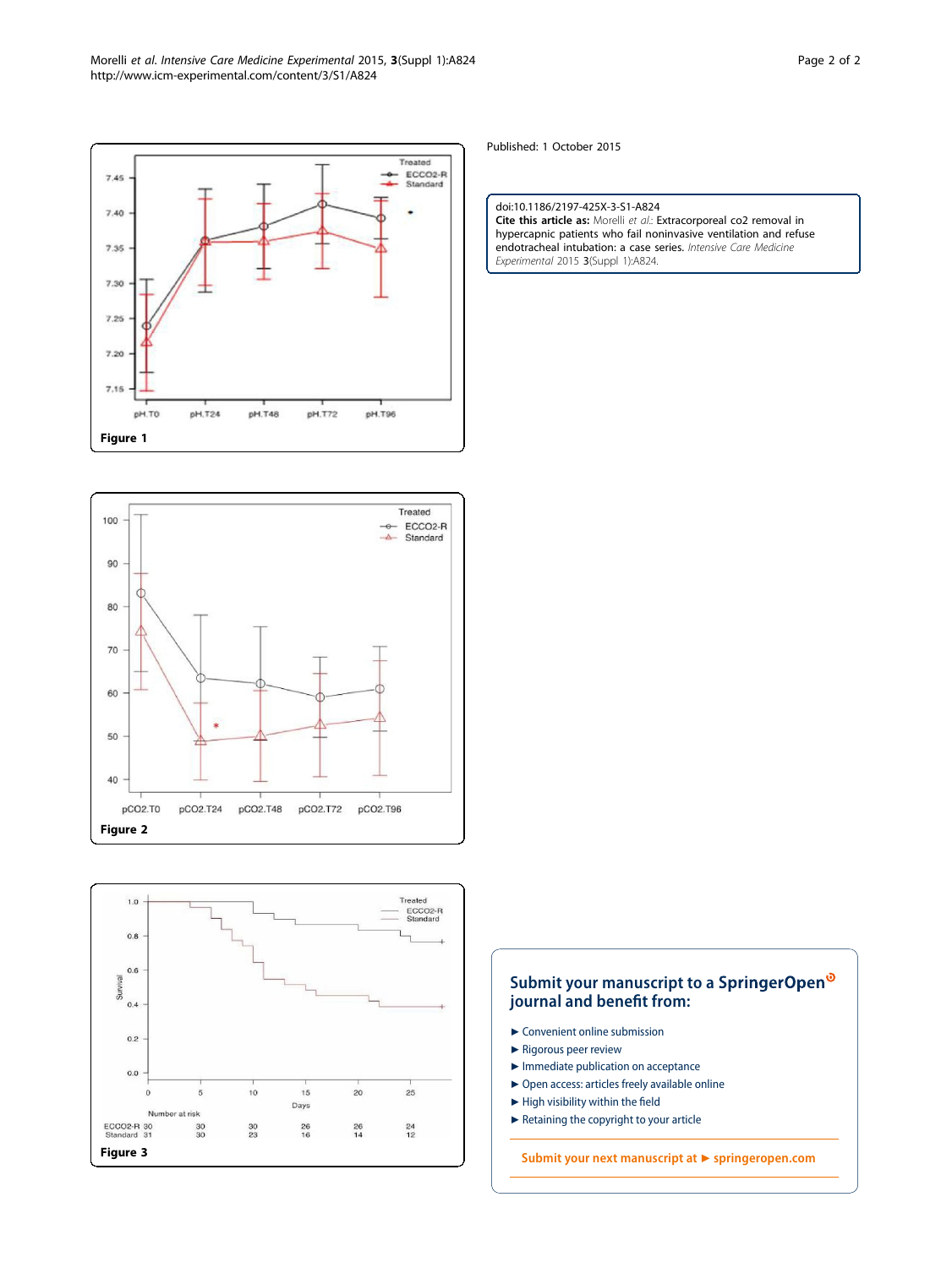7.45
7.40
7.35
7.30
7.25
7.20
7.15

Treated
ECCO2-R
Standard

pH.T0 pH.T24 pH.T48 pH.T72 pH.T96

**Figure 1**

100
90
80
70
60
50
40

Treated
ECCO2-R
Standard

*

pCO2.T0 pCO2.T24 pCO2.T48 pCO2.T72 pCO2.T96

**Figure 2**

1.0
0.8
0.6
0.4
0.2
0.0

Survival

Treated
ECCO2-R
Standard

0 5 10 15 20 25

Days

Number at risk

ECCO2-R 30 30 30 26 26 24

Standard 31 30 23 16 14 12

**Figure 3**

Published: 1 October 2015

doi:10.1186/2197-425X-3-S1-A824

**Cite this article as:** Morelli *et al.*: Extracorporeal co2 removal in hypercapnic patients who fail noninvasive ventilation and refuse endotracheal intubation: a case series. *Intensive Care Medicine Experimental* 2015 **3**(Suppl 1):A824.

## Submit your manuscript to a SpringerOpen journal and benefit from:

- ► Convenient online submission
- ► Rigorous peer review
- ► Immediate publication on acceptance
- ► Open access: articles freely available online
- ► High visibility within the field
- ► Retaining the copyright to your article

**Submit your next manuscript at ► springeropen.com**